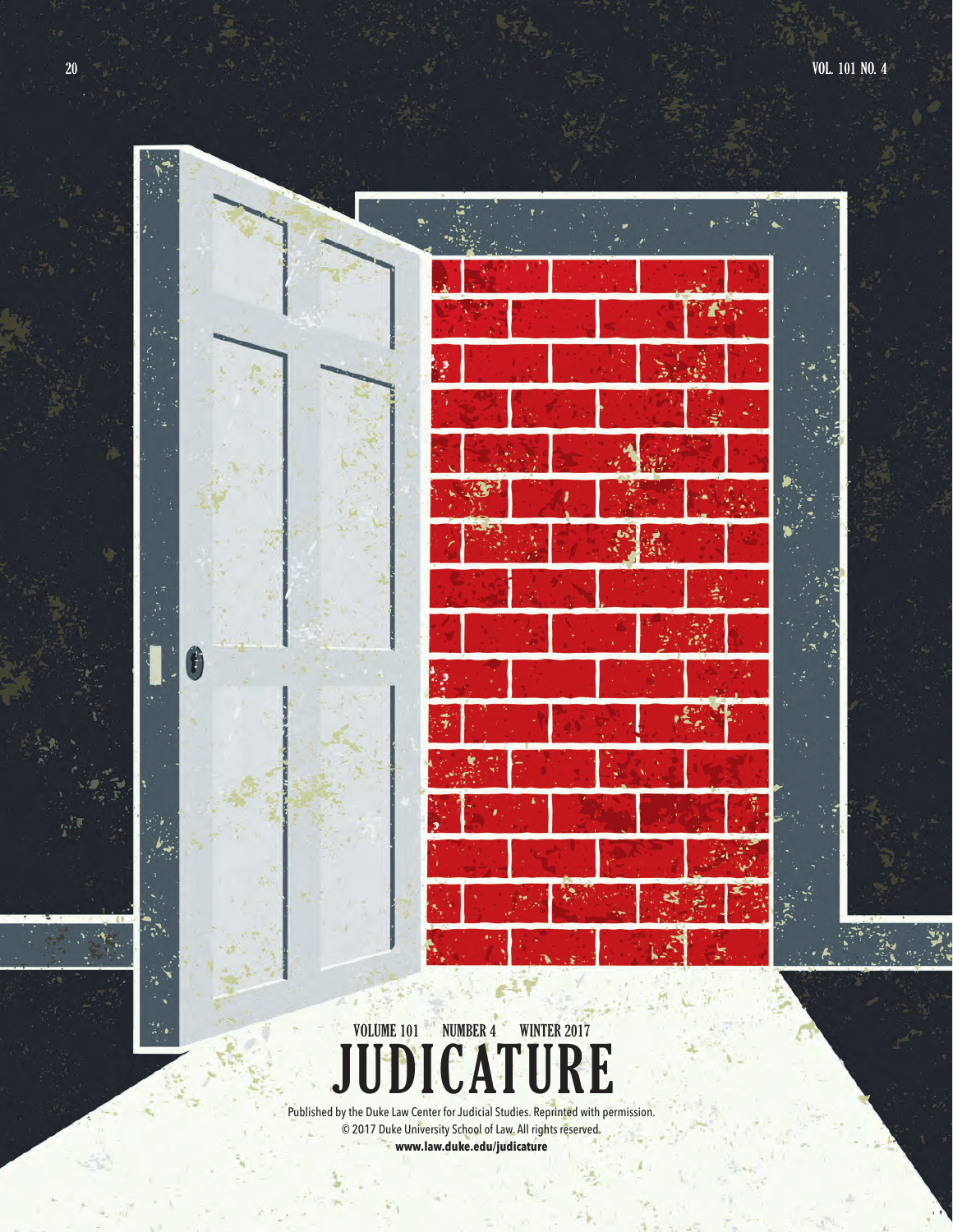VOLUME 101 NUMBER 4 WINTER 2017

# JUDICATURE

Published by the Duke Law Center for Judicial Studies. Reprinted with permission.
© 2017 Duke University School of Law. All rights reserved.
**www.law.duke.edu/judicature**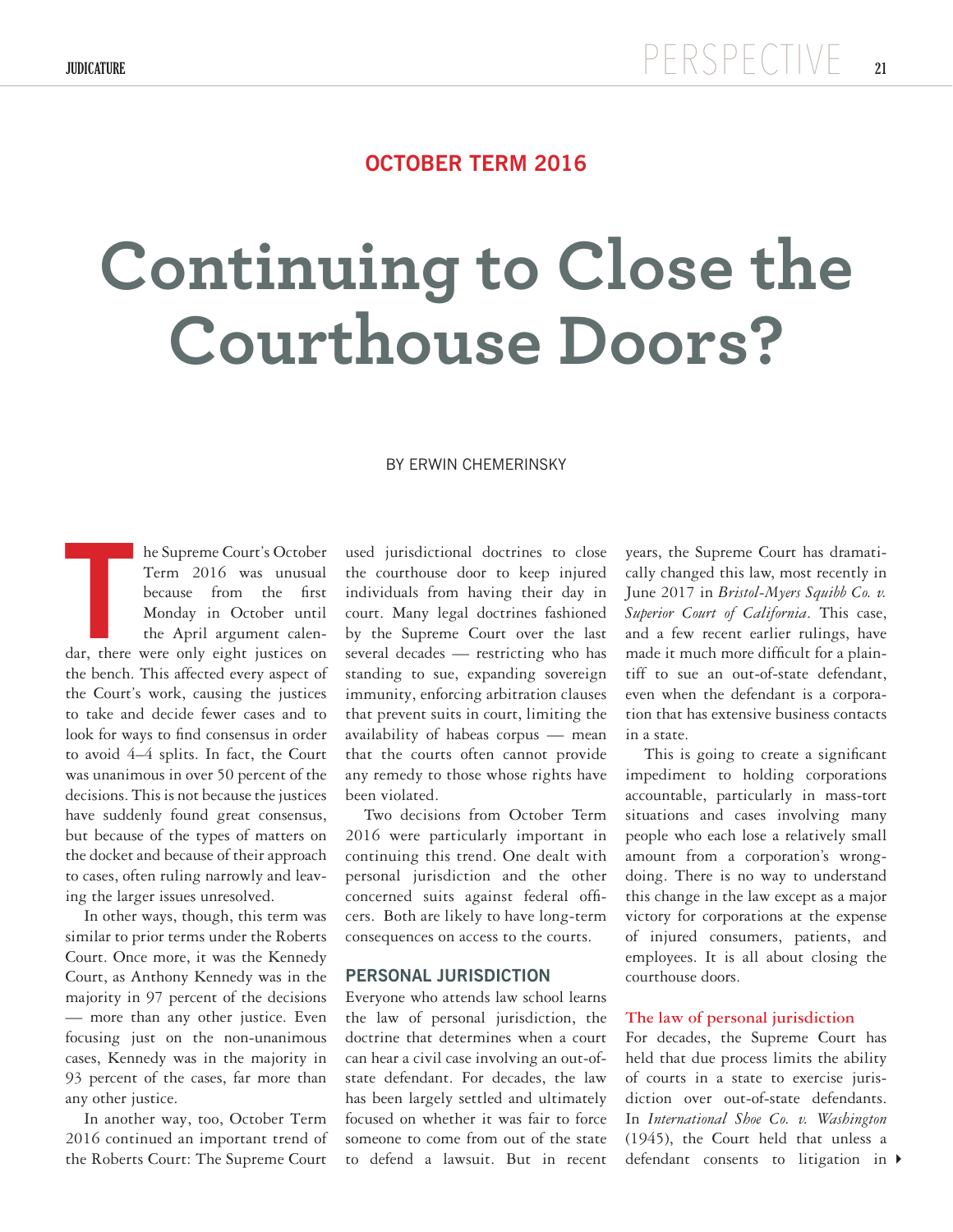### OCTOBER TERM 2016

# Continuing to Close the Courthouse Doors?

BY ERWIN CHEMERINSKY

The Supreme Court's October Term 2016 was unusual because from the first Monday in October until the April argument calendar, there were only eight justices on the bench. This affected every aspect of the Court's work, causing the justices to take and decide fewer cases and to look for ways to find consensus in order to avoid 4–4 splits. In fact, the Court was unanimous in over 50 percent of the decisions. This is not because the justices have suddenly found great consensus, but because of the types of matters on the docket and because of their approach to cases, often ruling narrowly and leaving the larger issues unresolved.

In other ways, though, this term was similar to prior terms under the Roberts Court. Once more, it was the Kennedy Court, as Anthony Kennedy was in the majority in 97 percent of the decisions — more than any other justice. Even focusing just on the non-unanimous cases, Kennedy was in the majority in 93 percent of the cases, far more than any other justice.

In another way, too, October Term 2016 continued an important trend of the Roberts Court: The Supreme Court used jurisdictional doctrines to close the courthouse door to keep injured individuals from having their day in court. Many legal doctrines fashioned by the Supreme Court over the last several decades — restricting who has standing to sue, expanding sovereign immunity, enforcing arbitration clauses that prevent suits in court, limiting the availability of habeas corpus — mean that the courts often cannot provide any remedy to those whose rights have been violated.

Two decisions from October Term 2016 were particularly important in continuing this trend. One dealt with personal jurisdiction and the other concerned suits against federal officers. Both are likely to have long-term consequences on access to the courts.

## PERSONAL JURISDICTION

Everyone who attends law school learns the law of personal jurisdiction, the doctrine that determines when a court can hear a civil case involving an out-of-state defendant. For decades, the law has been largely settled and ultimately focused on whether it was fair to force someone to come from out of the state to defend a lawsuit. But in recent years, the Supreme Court has dramatically changed this law, most recently in June 2017 in *Bristol-Myers Squibb Co. v. Superior Court of California*. This case, and a few recent earlier rulings, have made it much more difficult for a plaintiff to sue an out-of-state defendant, even when the defendant is a corporation that has extensive business contacts in a state.

This is going to create a significant impediment to holding corporations accountable, particularly in mass-tort situations and cases involving many people who each lose a relatively small amount from a corporation's wrongdoing. There is no way to understand this change in the law except as a major victory for corporations at the expense of injured consumers, patients, and employees. It is all about closing the courthouse doors.

### The law of personal jurisdiction

For decades, the Supreme Court has held that due process limits the ability of courts in a state to exercise jurisdiction over out-of-state defendants. In *International Shoe Co. v. Washington* (1945), the Court held that unless a defendant consents to litigation in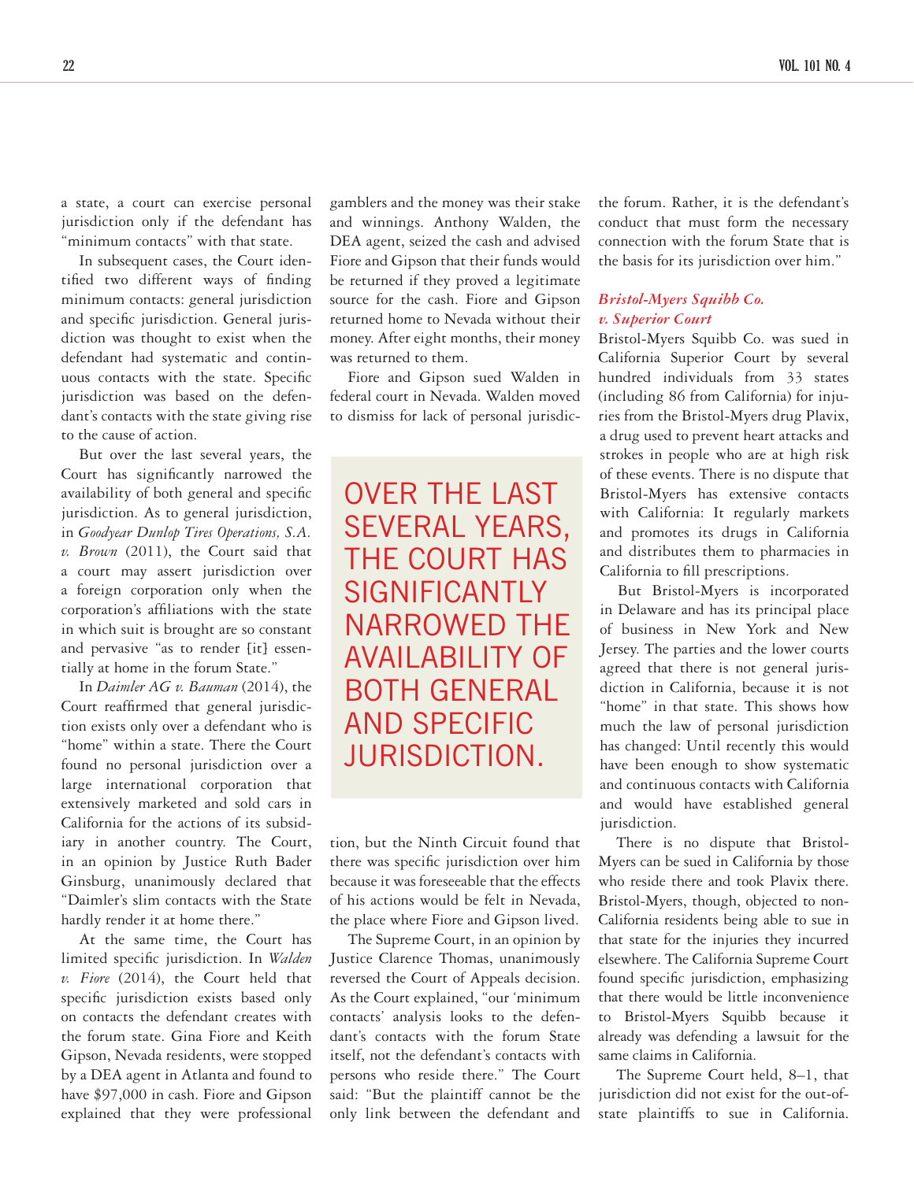a state, a court can exercise personal jurisdiction only if the defendant has "minimum contacts" with that state.

In subsequent cases, the Court identified two different ways of finding minimum contacts: general jurisdiction and specific jurisdiction. General jurisdiction was thought to exist when the defendant had systematic and continuous contacts with the state. Specific jurisdiction was based on the defendant's contacts with the state giving rise to the cause of action.

But over the last several years, the Court has significantly narrowed the availability of both general and specific jurisdiction. As to general jurisdiction, in *Goodyear Dunlop Tires Operations, S.A. v. Brown* (2011), the Court said that a court may assert jurisdiction over a foreign corporation only when the corporation's affiliations with the state in which suit is brought are so constant and pervasive "as to render [it] essentially at home in the forum State."

In *Daimler AG v. Bauman* (2014), the Court reaffirmed that general jurisdiction exists only over a defendant who is "home" within a state. There the Court found no personal jurisdiction over a large international corporation that extensively marketed and sold cars in California for the actions of its subsidiary in another country. The Court, in an opinion by Justice Ruth Bader Ginsburg, unanimously declared that "Daimler's slim contacts with the State hardly render it at home there."

At the same time, the Court has limited specific jurisdiction. In *Walden v. Fiore* (2014), the Court held that specific jurisdiction exists based only on contacts the defendant creates with the forum state. Gina Fiore and Keith Gipson, Nevada residents, were stopped by a DEA agent in Atlanta and found to have $97,000 in cash. Fiore and Gipson explained that they were professional gamblers and the money was their stake and winnings. Anthony Walden, the DEA agent, seized the cash and advised Fiore and Gipson that their funds would be returned if they proved a legitimate source for the cash. Fiore and Gipson returned home to Nevada without their money. After eight months, their money was returned to them.

Fiore and Gipson sued Walden in federal court in Nevada. Walden moved to dismiss for lack of personal jurisdiction, but the Ninth Circuit found that there was specific jurisdiction over him because it was foreseeable that the effects of his actions would be felt in Nevada, the place where Fiore and Gipson lived.

> OVER THE LAST SEVERAL YEARS, THE COURT HAS SIGNIFICANTLY NARROWED THE AVAILABILITY OF BOTH GENERAL AND SPECIFIC JURISDICTION.

The Supreme Court, in an opinion by Justice Clarence Thomas, unanimously reversed the Court of Appeals decision. As the Court explained, "our 'minimum contacts' analysis looks to the defendant's contacts with the forum State itself, not the defendant's contacts with persons who reside there." The Court said: "But the plaintiff cannot be the only link between the defendant and the forum. Rather, it is the defendant's conduct that must form the necessary connection with the forum State that is the basis for its jurisdiction over him."

### *Bristol-Myers Squibb Co. v. Superior Court*

Bristol-Myers Squibb Co. was sued in California Superior Court by several hundred individuals from 33 states (including 86 from California) for injuries from the Bristol-Myers drug Plavix, a drug used to prevent heart attacks and strokes in people who are at high risk of these events. There is no dispute that Bristol-Myers has extensive contacts with California: It regularly markets and promotes its drugs in California and distributes them to pharmacies in California to fill prescriptions.

But Bristol-Myers is incorporated in Delaware and has its principal place of business in New York and New Jersey. The parties and the lower courts agreed that there is not general jurisdiction in California, because it is not "home" in that state. This shows how much the law of personal jurisdiction has changed: Until recently this would have been enough to show systematic and continuous contacts with California and would have established general jurisdiction.

There is no dispute that Bristol-Myers can be sued in California by those who reside there and took Plavix there. Bristol-Myers, though, objected to non-California residents being able to sue in that state for the injuries they incurred elsewhere. The California Supreme Court found specific jurisdiction, emphasizing that there would be little inconvenience to Bristol-Myers Squibb because it already was defending a lawsuit for the same claims in California.

The Supreme Court held, 8–1, that jurisdiction did not exist for the out-of-state plaintiffs to sue in California.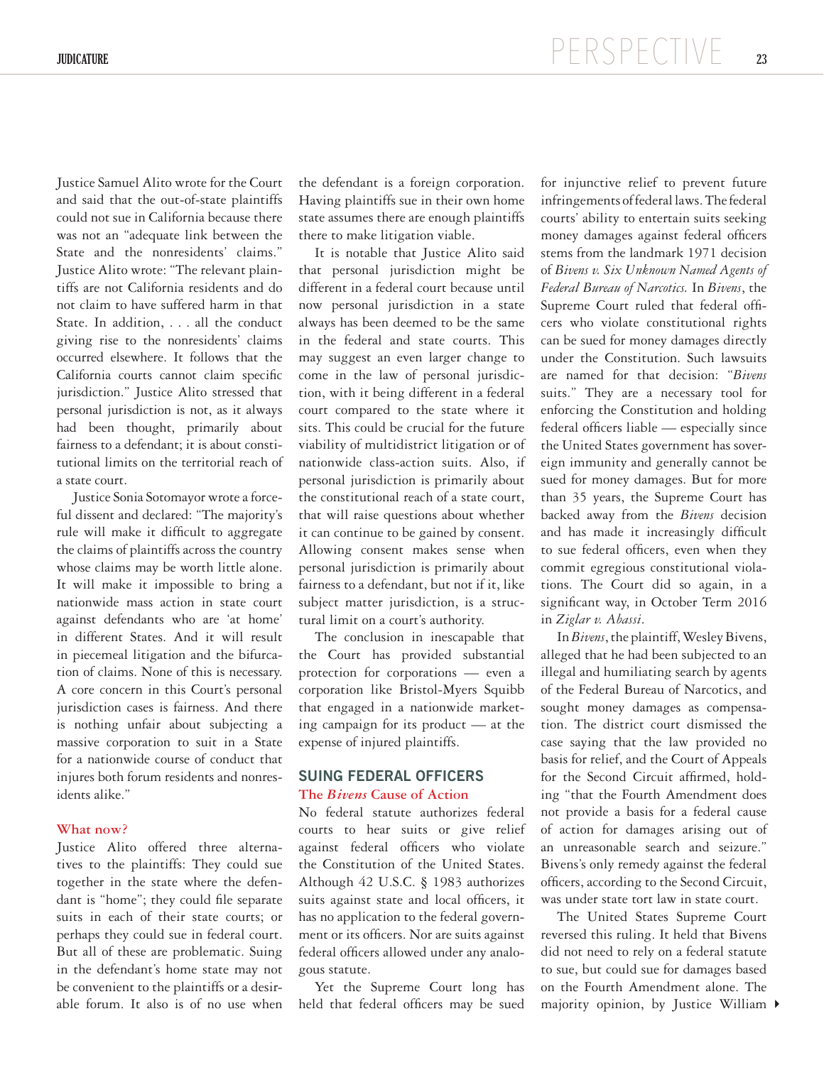Justice Samuel Alito wrote for the Court and said that the out-of-state plaintiffs could not sue in California because there was not an "adequate link between the State and the nonresidents' claims." Justice Alito wrote: "The relevant plaintiffs are not California residents and do not claim to have suffered harm in that State. In addition, . . . all the conduct giving rise to the nonresidents' claims occurred elsewhere. It follows that the California courts cannot claim specific jurisdiction." Justice Alito stressed that personal jurisdiction is not, as it always had been thought, primarily about fairness to a defendant; it is about constitutional limits on the territorial reach of a state court.

Justice Sonia Sotomayor wrote a forceful dissent and declared: "The majority's rule will make it difficult to aggregate the claims of plaintiffs across the country whose claims may be worth little alone. It will make it impossible to bring a nationwide mass action in state court against defendants who are 'at home' in different States. And it will result in piecemeal litigation and the bifurcation of claims. None of this is necessary. A core concern in this Court's personal jurisdiction cases is fairness. And there is nothing unfair about subjecting a massive corporation to suit in a State for a nationwide course of conduct that injures both forum residents and nonresidents alike."

### What now?

Justice Alito offered three alternatives to the plaintiffs: They could sue together in the state where the defendant is "home"; they could file separate suits in each of their state courts; or perhaps they could sue in federal court. But all of these are problematic. Suing in the defendant's home state may not be convenient to the plaintiffs or a desirable forum. It also is of no use when the defendant is a foreign corporation. Having plaintiffs sue in their own home state assumes there are enough plaintiffs there to make litigation viable.

It is notable that Justice Alito said that personal jurisdiction might be different in a federal court because until now personal jurisdiction in a state always has been deemed to be the same in the federal and state courts. This may suggest an even larger change to come in the law of personal jurisdiction, with it being different in a federal court compared to the state where it sits. This could be crucial for the future viability of multidistrict litigation or of nationwide class-action suits. Also, if personal jurisdiction is primarily about the constitutional reach of a state court, that will raise questions about whether it can continue to be gained by consent. Allowing consent makes sense when personal jurisdiction is primarily about fairness to a defendant, but not if it, like subject matter jurisdiction, is a structural limit on a court's authority.

The conclusion in inescapable that the Court has provided substantial protection for corporations — even a corporation like Bristol-Myers Squibb that engaged in a nationwide marketing campaign for its product — at the expense of injured plaintiffs.

## SUING FEDERAL OFFICERS

### The *Bivens* Cause of Action

No federal statute authorizes federal courts to hear suits or give relief against federal officers who violate the Constitution of the United States. Although 42 U.S.C. § 1983 authorizes suits against state and local officers, it has no application to the federal government or its officers. Nor are suits against federal officers allowed under any analogous statute.

Yet the Supreme Court long has held that federal officers may be sued for injunctive relief to prevent future infringements of federal laws. The federal courts' ability to entertain suits seeking money damages against federal officers stems from the landmark 1971 decision of *Bivens v. Six Unknown Named Agents of Federal Bureau of Narcotics.* In *Bivens*, the Supreme Court ruled that federal officers who violate constitutional rights can be sued for money damages directly under the Constitution. Such lawsuits are named for that decision: "*Bivens* suits." They are a necessary tool for enforcing the Constitution and holding federal officers liable — especially since the United States government has sovereign immunity and generally cannot be sued for money damages. But for more than 35 years, the Supreme Court has backed away from the *Bivens* decision and has made it increasingly difficult to sue federal officers, even when they commit egregious constitutional violations. The Court did so again, in a significant way, in October Term 2016 in *Ziglar v. Abassi*.

In *Bivens*, the plaintiff, Wesley Bivens, alleged that he had been subjected to an illegal and humiliating search by agents of the Federal Bureau of Narcotics, and sought money damages as compensation. The district court dismissed the case saying that the law provided no basis for relief, and the Court of Appeals for the Second Circuit affirmed, holding "that the Fourth Amendment does not provide a basis for a federal cause of action for damages arising out of an unreasonable search and seizure." Bivens's only remedy against the federal officers, according to the Second Circuit, was under state tort law in state court.

The United States Supreme Court reversed this ruling. It held that Bivens did not need to rely on a federal statute to sue, but could sue for damages based on the Fourth Amendment alone. The majority opinion, by Justice William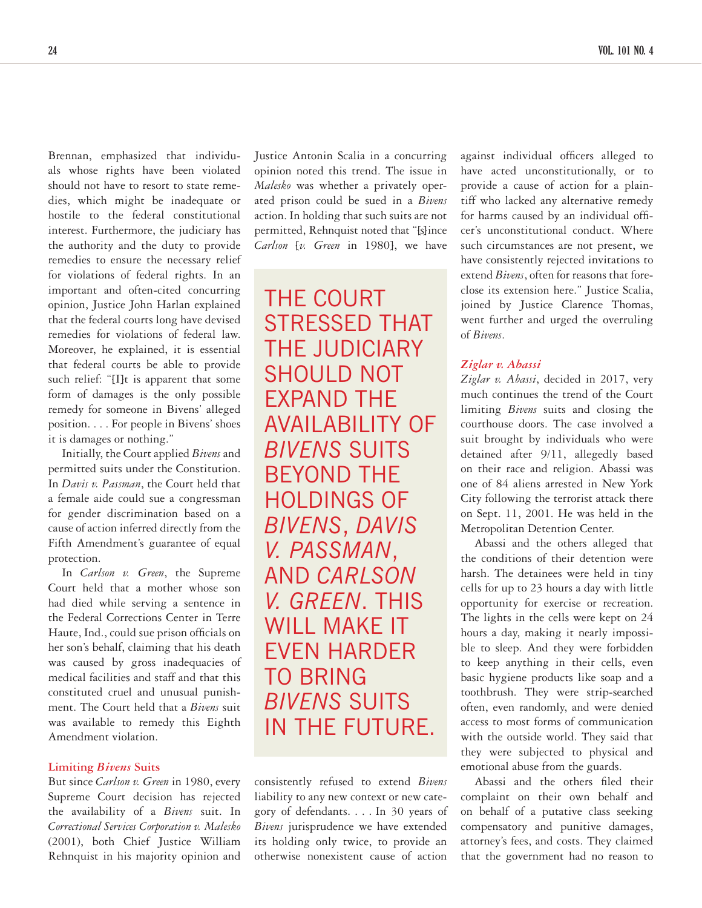Brennan, emphasized that individuals whose rights have been violated should not have to resort to state remedies, which might be inadequate or hostile to the federal constitutional interest. Furthermore, the judiciary has the authority and the duty to provide remedies to ensure the necessary relief for violations of federal rights. In an important and often-cited concurring opinion, Justice John Harlan explained that the federal courts long have devised remedies for violations of federal law. Moreover, he explained, it is essential that federal courts be able to provide such relief: "[I]t is apparent that some form of damages is the only possible remedy for someone in Bivens' alleged position. . . . For people in Bivens' shoes it is damages or nothing."

Initially, the Court applied *Bivens* and permitted suits under the Constitution. In *Davis v. Passman*, the Court held that a female aide could sue a congressman for gender discrimination based on a cause of action inferred directly from the Fifth Amendment's guarantee of equal protection.

In *Carlson v. Green*, the Supreme Court held that a mother whose son had died while serving a sentence in the Federal Corrections Center in Terre Haute, Ind., could sue prison officials on her son's behalf, claiming that his death was caused by gross inadequacies of medical facilities and staff and that this constituted cruel and unusual punishment. The Court held that a *Bivens* suit was available to remedy this Eighth Amendment violation.

### Limiting *Bivens* Suits

But since *Carlson v. Green* in 1980, every Supreme Court decision has rejected the availability of a *Bivens* suit. In *Correctional Services Corporation v. Malesko* (2001), both Chief Justice William Rehnquist in his majority opinion and Justice Antonin Scalia in a concurring opinion noted this trend. The issue in *Malesko* was whether a privately operated prison could be sued in a *Bivens* action. In holding that such suits are not permitted, Rehnquist noted that "[s]ince *Carlson* [*v. Green* in 1980], we have consistently refused to extend *Bivens* liability to any new context or new category of defendants. . . . In 30 years of *Bivens* jurisprudence we have extended its holding only twice, to provide an otherwise nonexistent cause of action against individual officers alleged to have acted unconstitutionally, or to provide a cause of action for a plaintiff who lacked any alternative remedy for harms caused by an individual officer's unconstitutional conduct. Where such circumstances are not present, we have consistently rejected invitations to extend *Bivens*, often for reasons that foreclose its extension here." Justice Scalia, joined by Justice Clarence Thomas, went further and urged the overruling of *Bivens*.

> THE COURT STRESSED THAT THE JUDICIARY SHOULD NOT EXPAND THE AVAILABILITY OF *BIVENS* SUITS BEYOND THE HOLDINGS OF *BIVENS*, *DAVIS V. PASSMAN*, AND *CARLSON V. GREEN*. THIS WILL MAKE IT EVEN HARDER TO BRING *BIVENS* SUITS IN THE FUTURE.

### *Ziglar v. Abassi*

*Ziglar v. Abassi*, decided in 2017, very much continues the trend of the Court limiting *Bivens* suits and closing the courthouse doors. The case involved a suit brought by individuals who were detained after 9/11, allegedly based on their race and religion. Abassi was one of 84 aliens arrested in New York City following the terrorist attack there on Sept. 11, 2001. He was held in the Metropolitan Detention Center.

Abassi and the others alleged that the conditions of their detention were harsh. The detainees were held in tiny cells for up to 23 hours a day with little opportunity for exercise or recreation. The lights in the cells were kept on 24 hours a day, making it nearly impossible to sleep. And they were forbidden to keep anything in their cells, even basic hygiene products like soap and a toothbrush. They were strip-searched often, even randomly, and were denied access to most forms of communication with the outside world. They said that they were subjected to physical and emotional abuse from the guards.

Abassi and the others filed their complaint on their own behalf and on behalf of a putative class seeking compensatory and punitive damages, attorney's fees, and costs. They claimed that the government had no reason to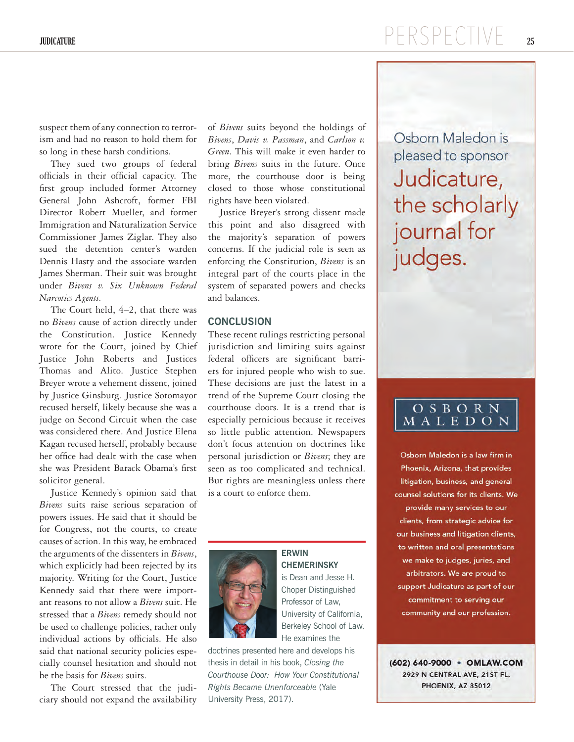suspect them of any connection to terrorism and had no reason to hold them for so long in these harsh conditions.

They sued two groups of federal officials in their official capacity. The first group included former Attorney General John Ashcroft, former FBI Director Robert Mueller, and former Immigration and Naturalization Service Commissioner James Ziglar. They also sued the detention center's warden Dennis Hasty and the associate warden James Sherman. Their suit was brought under *Bivens v. Six Unknown Federal Narcotics Agents*.

The Court held, 4–2, that there was no *Bivens* cause of action directly under the Constitution. Justice Kennedy wrote for the Court, joined by Chief Justice John Roberts and Justices Thomas and Alito. Justice Stephen Breyer wrote a vehement dissent, joined by Justice Ginsburg. Justice Sotomayor recused herself, likely because she was a judge on Second Circuit when the case was considered there. And Justice Elena Kagan recused herself, probably because her office had dealt with the case when she was President Barack Obama's first solicitor general.

Justice Kennedy's opinion said that *Bivens* suits raise serious separation of powers issues. He said that it should be for Congress, not the courts, to create causes of action. In this way, he embraced the arguments of the dissenters in *Bivens*, which explicitly had been rejected by its majority. Writing for the Court, Justice Kennedy said that there were important reasons to not allow a *Bivens* suit. He stressed that a *Bivens* remedy should not be used to challenge policies, rather only individual actions by officials. He also said that national security policies especially counsel hesitation and should not be the basis for *Bivens* suits.

The Court stressed that the judiciary should not expand the availability of *Bivens* suits beyond the holdings of *Bivens*, *Davis v. Passman*, and *Carlson v. Green*. This will make it even harder to bring *Bivens* suits in the future. Once more, the courthouse door is being closed to those whose constitutional rights have been violated.

Justice Breyer's strong dissent made this point and also disagreed with the majority's separation of powers concerns. If the judicial role is seen as enforcing the Constitution, *Bivens* is an integral part of the courts place in the system of separated powers and checks and balances.

## CONCLUSION

These recent rulings restricting personal jurisdiction and limiting suits against federal officers are significant barriers for injured people who wish to sue. These decisions are just the latest in a trend of the Supreme Court closing the courthouse doors. It is a trend that is especially pernicious because it receives so little public attention. Newspapers don't focus attention on doctrines like personal jurisdiction or *Bivens*; they are seen as too complicated and technical. But rights are meaningless unless there is a court to enforce them.

**ERWIN CHEMERINSKY** is Dean and Jesse H. Choper Distinguished Professor of Law, University of California, Berkeley School of Law. He examines the doctrines presented here and develops his thesis in detail in his book, *Closing the Courthouse Door: How Your Constitutional Rights Became Unenforceable* (Yale University Press, 2017).

---

Osborn Maledon is pleased to sponsor Judicature, the scholarly journal for judges.

OSBORN MALEDON

Osborn Maledon is a law firm in Phoenix, Arizona, that provides litigation, business, and general counsel solutions for its clients. We provide many services to our clients, from strategic advice for our business and litigation clients, to written and oral presentations we make to judges, juries, and arbitrators. We are proud to support Judicature as part of our commitment to serving our community and our profession.

**(602) 640-9000 • OMLAW.COM**
2929 N CENTRAL AVE, 21ST FL.
PHOENIX, AZ 85012